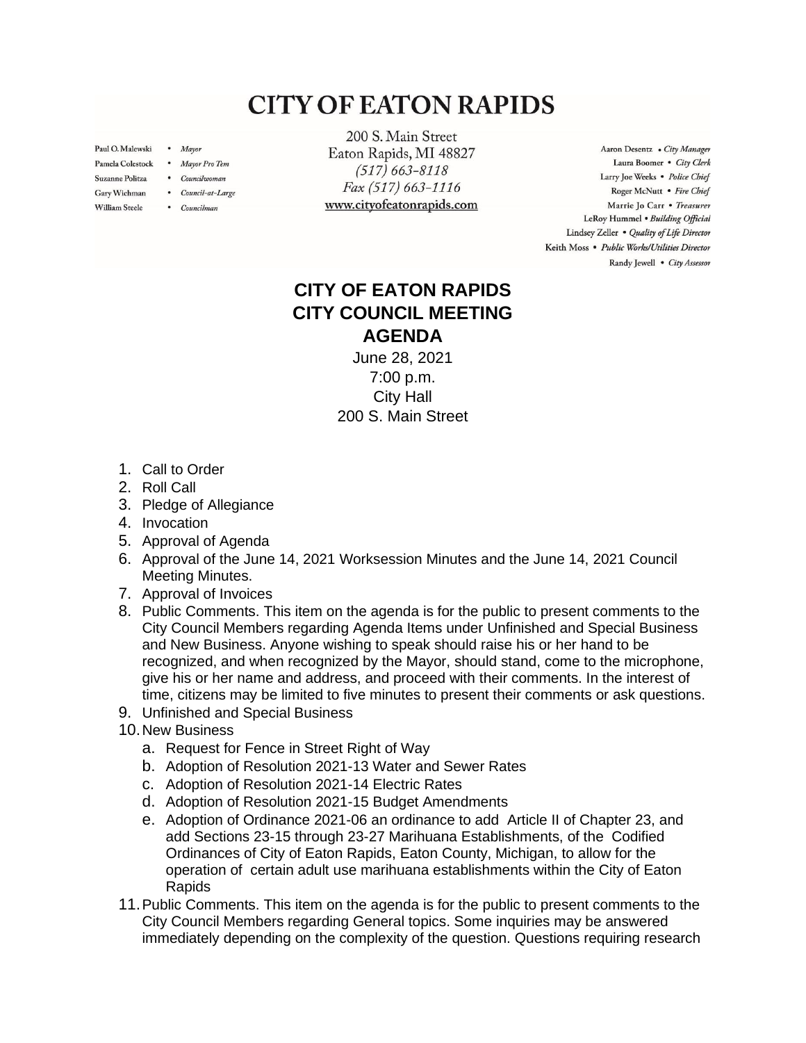# CITY OF EATON RAPIDS

Paul O. Malewski • *Mayor*
Pamela Colestock • *Mayor Pro Tem*
Suzanne Politza • *Councilwoman*
Gary Wichman • *Council-at-Large*
William Steele • *Councilman*

200 S. Main Street
Eaton Rapids, MI 48827
*(517) 663-8118*
*Fax (517) 663-1116*
www.cityofeatonrapids.com

Aaron Desentz • *City Manager*
Laura Boomer • *City Clerk*
Larry Joe Weeks • *Police Chief*
Roger McNutt • *Fire Chief*
Marrie Jo Carr • *Treasurer*
LeRoy Hummel • *Building Official*
Lindsey Zeller • *Quality of Life Director*
Keith Moss • *Public Works/Utilities Director*
Randy Jewell • *City Assessor*

## CITY OF EATON RAPIDS
## CITY COUNCIL MEETING
## AGENDA

June 28, 2021
7:00 p.m.
City Hall
200 S. Main Street

1. Call to Order
2. Roll Call
3. Pledge of Allegiance
4. Invocation
5. Approval of Agenda
6. Approval of the June 14, 2021 Worksession Minutes and the June 14, 2021 Council Meeting Minutes.
7. Approval of Invoices
8. Public Comments. This item on the agenda is for the public to present comments to the City Council Members regarding Agenda Items under Unfinished and Special Business and New Business. Anyone wishing to speak should raise his or her hand to be recognized, and when recognized by the Mayor, should stand, come to the microphone, give his or her name and address, and proceed with their comments. In the interest of time, citizens may be limited to five minutes to present their comments or ask questions.
9. Unfinished and Special Business
10. New Business
    a. Request for Fence in Street Right of Way
    b. Adoption of Resolution 2021-13 Water and Sewer Rates
    c. Adoption of Resolution 2021-14 Electric Rates
    d. Adoption of Resolution 2021-15 Budget Amendments
    e. Adoption of Ordinance 2021-06 an ordinance to add Article II of Chapter 23, and add Sections 23-15 through 23-27 Marihuana Establishments, of the Codified Ordinances of City of Eaton Rapids, Eaton County, Michigan, to allow for the operation of certain adult use marihuana establishments within the City of Eaton Rapids
11. Public Comments. This item on the agenda is for the public to present comments to the City Council Members regarding General topics. Some inquiries may be answered immediately depending on the complexity of the question. Questions requiring research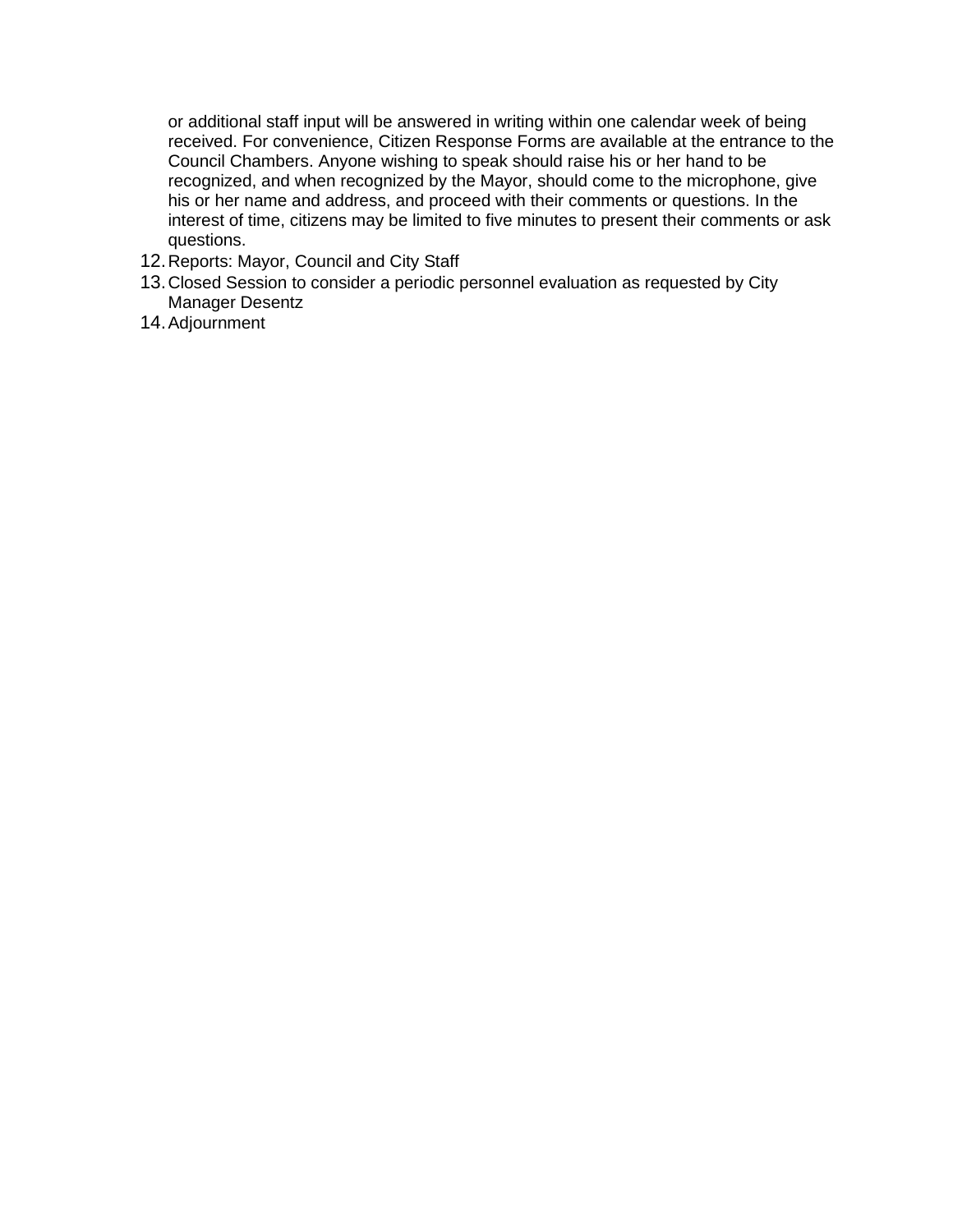or additional staff input will be answered in writing within one calendar week of being received. For convenience, Citizen Response Forms are available at the entrance to the Council Chambers. Anyone wishing to speak should raise his or her hand to be recognized, and when recognized by the Mayor, should come to the microphone, give his or her name and address, and proceed with their comments or questions. In the interest of time, citizens may be limited to five minutes to present their comments or ask questions.

12. Reports: Mayor, Council and City Staff
13. Closed Session to consider a periodic personnel evaluation as requested by City Manager Desentz
14. Adjournment